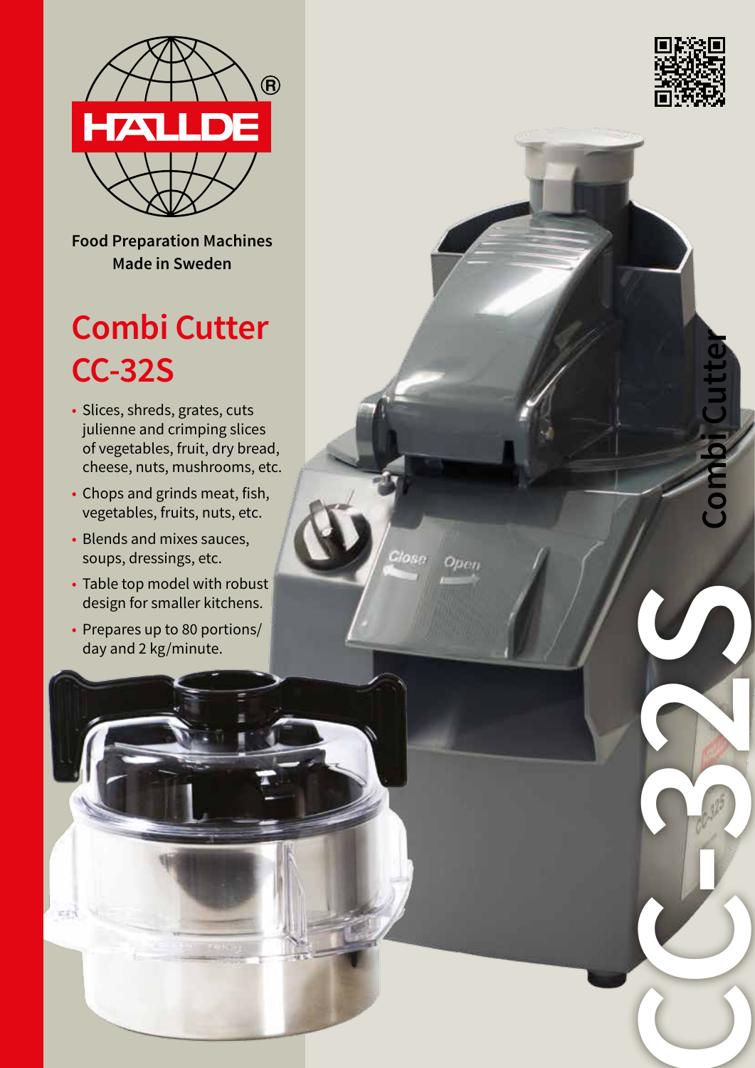HALLDE

Food Preparation Machines
Made in Sweden

# Combi Cutter CC-32S

- Slices, shreds, grates, cuts julienne and crimping slices of vegetables, fruit, dry bread, cheese, nuts, mushrooms, etc.
- Chops and grinds meat, fish, vegetables, fruits, nuts, etc.
- Blends and mixes sauces, soups, dressings, etc.
- Table top model with robust design for smaller kitchens.
- Prepares up to 80 portions/ day and 2 kg/minute.

Combi Cutter

CC-32S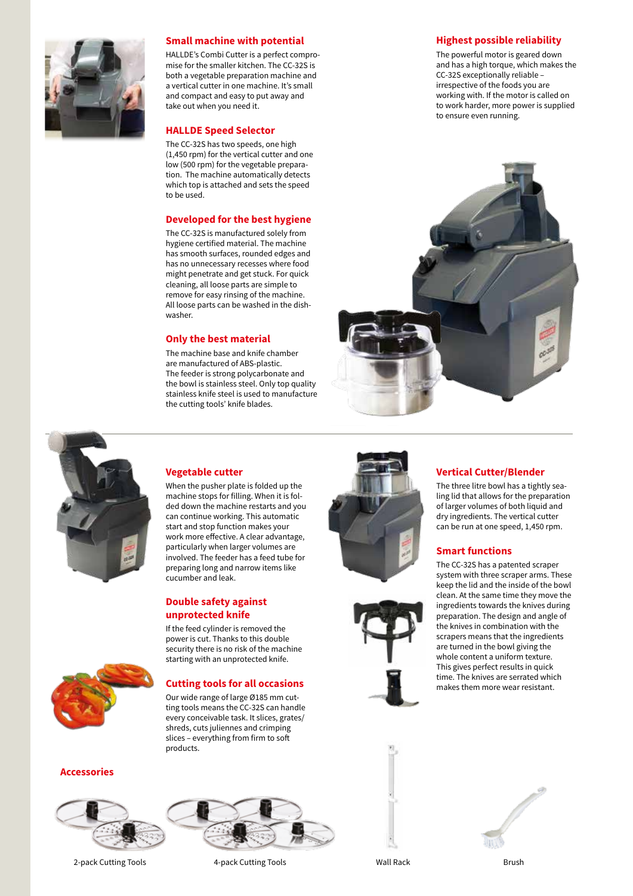## Small machine with potential

HALLDE's Combi Cutter is a perfect compromise for the smaller kitchen. The CC-32S is both a vegetable preparation machine and a vertical cutter in one machine. It's small and compact and easy to put away and take out when you need it.

## HALLDE Speed Selector

The CC-32S has two speeds, one high (1,450 rpm) for the vertical cutter and one low (500 rpm) for the vegetable preparation. The machine automatically detects which top is attached and sets the speed to be used.

## Developed for the best hygiene

The CC-32S is manufactured solely from hygiene certified material. The machine has smooth surfaces, rounded edges and has no unnecessary recesses where food might penetrate and get stuck. For quick cleaning, all loose parts are simple to remove for easy rinsing of the machine. All loose parts can be washed in the dishwasher.

## Only the best material

The machine base and knife chamber are manufactured of ABS-plastic. The feeder is strong polycarbonate and the bowl is stainless steel. Only top quality stainless knife steel is used to manufacture the cutting tools' knife blades.

## Highest possible reliability

The powerful motor is geared down and has a high torque, which makes the CC-32S exceptionally reliable – irrespective of the foods you are working with. If the motor is called on to work harder, more power is supplied to ensure even running.

## Vegetable cutter

When the pusher plate is folded up the machine stops for filling. When it is folded down the machine restarts and you can continue working. This automatic start and stop function makes your work more effective. A clear advantage, particularly when larger volumes are involved. The feeder has a feed tube for preparing long and narrow items like cucumber and leak.

## Double safety against unprotected knife

If the feed cylinder is removed the power is cut. Thanks to this double security there is no risk of the machine starting with an unprotected knife.

## Cutting tools for all occasions

Our wide range of large Ø185 mm cutting tools means the CC-32S can handle every conceivable task. It slices, grates/shreds, cuts juliennes and crimping slices – everything from firm to soft products.

## Vertical Cutter/Blender

The three litre bowl has a tightly sealing lid that allows for the preparation of larger volumes of both liquid and dry ingredients. The vertical cutter can be run at one speed, 1,450 rpm.

## Smart functions

The CC-32S has a patented scraper system with three scraper arms. These keep the lid and the inside of the bowl clean. At the same time they move the ingredients towards the knives during preparation. The design and angle of the knives in combination with the scrapers means that the ingredients are turned in the bowl giving the whole content a uniform texture. This gives perfect results in quick time. The knives are serrated which makes them more wear resistant.

## Accessories

2-pack Cutting Tools

4-pack Cutting Tools

Wall Rack

Brush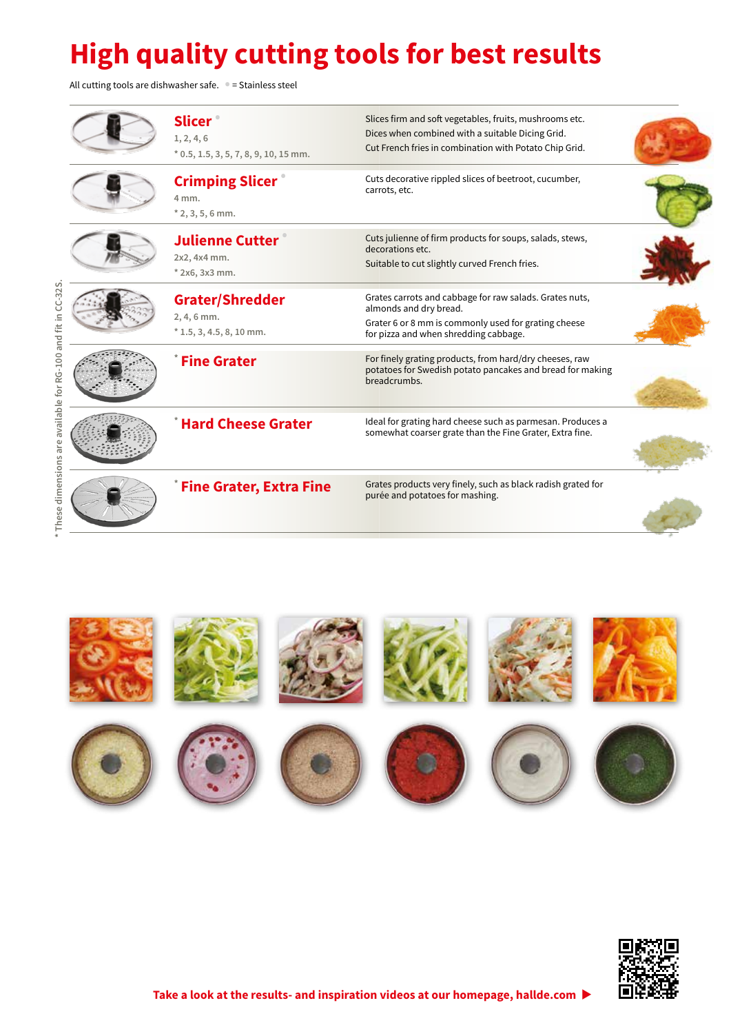# High quality cutting tools for best results

All cutting tools are dishwasher safe. ● = Stainless steel

| Tool | Sizes | Description |
| --- | --- | --- |
| **Slicer** ● | 1, 2, 4, 6<br>* 0.5, 1.5, 3, 5, 7, 8, 9, 10, 15 mm. | Slices firm and soft vegetables, fruits, mushrooms etc.<br>Dices when combined with a suitable Dicing Grid.<br>Cut French fries in combination with Potato Chip Grid. |
| **Crimping Slicer** ● | 4 mm.<br>* 2, 3, 5, 6 mm. | Cuts decorative rippled slices of beetroot, cucumber, carrots, etc. |
| **Julienne Cutter** ● | 2x2, 4x4 mm.<br>* 2x6, 3x3 mm. | Cuts julienne of firm products for soups, salads, stews, decorations etc.<br>Suitable to cut slightly curved French fries. |
| **Grater/Shredder** | 2, 4, 6 mm.<br>* 1.5, 3, 4.5, 8, 10 mm. | Grates carrots and cabbage for raw salads. Grates nuts, almonds and dry bread.<br>Grater 6 or 8 mm is commonly used for grating cheese for pizza and when shredding cabbage. |
| * **Fine Grater** | | For finely grating products, from hard/dry cheeses, raw potatoes for Swedish potato pancakes and bread for making breadcrumbs. |
| * **Hard Cheese Grater** | | Ideal for grating hard cheese such as parmesan. Produces a somewhat coarser grate than the Fine Grater, Extra fine. |
| * **Fine Grater, Extra Fine** | | Grates products very finely, such as black radish grated for purée and potatoes for mashing. |

\* These dimensions are available for RG-100 and fit in CC-32S.

**Take a look at the results- and inspiration videos at our homepage, hallde.com ▶**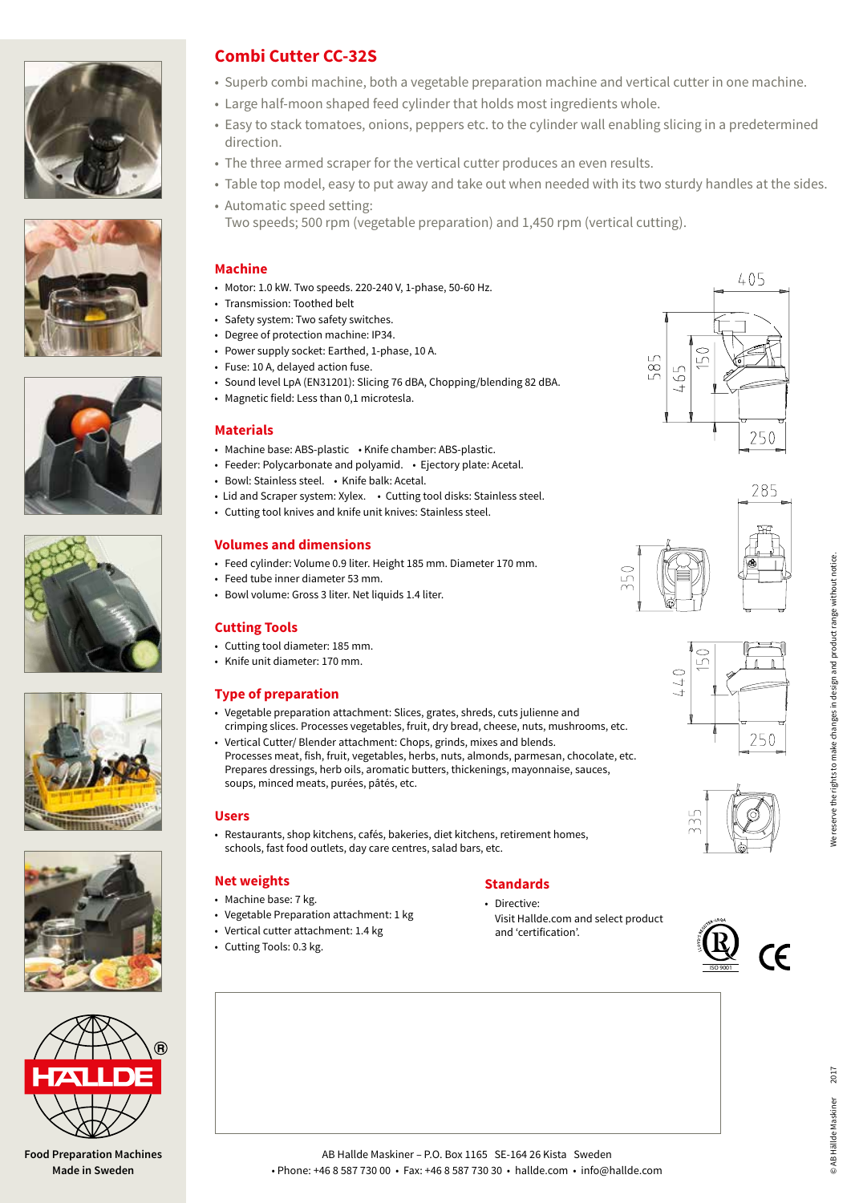# Combi Cutter CC-32S

- Superb combi machine, both a vegetable preparation machine and vertical cutter in one machine.
- Large half-moon shaped feed cylinder that holds most ingredients whole.
- Easy to stack tomatoes, onions, peppers etc. to the cylinder wall enabling slicing in a predetermined direction.
- The three armed scraper for the vertical cutter produces an even results.
- Table top model, easy to put away and take out when needed with its two sturdy handles at the sides.
- Automatic speed setting:
  Two speeds; 500 rpm (vegetable preparation) and 1,450 rpm (vertical cutting).

## Machine

- Motor: 1.0 kW. Two speeds. 220-240 V, 1-phase, 50-60 Hz.
- Transmission: Toothed belt
- Safety system: Two safety switches.
- Degree of protection machine: IP34.
- Power supply socket: Earthed, 1-phase, 10 A.
- Fuse: 10 A, delayed action fuse.
- Sound level LpA (EN31201): Slicing 76 dBA, Chopping/blending 82 dBA.
- Magnetic field: Less than 0,1 microtesla.

## Materials

- Machine base: ABS-plastic • Knife chamber: ABS-plastic.
- Feeder: Polycarbonate and polyamid. • Ejectory plate: Acetal.
- Bowl: Stainless steel. • Knife balk: Acetal.
- Lid and Scraper system: Xylex. • Cutting tool disks: Stainless steel.
- Cutting tool knives and knife unit knives: Stainless steel.

## Volumes and dimensions

- Feed cylinder: Volume 0.9 liter. Height 185 mm. Diameter 170 mm.
- Feed tube inner diameter 53 mm.
- Bowl volume: Gross 3 liter. Net liquids 1.4 liter.

## Cutting Tools

- Cutting tool diameter: 185 mm.
- Knife unit diameter: 170 mm.

## Type of preparation

- Vegetable preparation attachment: Slices, grates, shreds, cuts julienne and crimping slices. Processes vegetables, fruit, dry bread, cheese, nuts, mushrooms, etc.
- Vertical Cutter/ Blender attachment: Chops, grinds, mixes and blends. Processes meat, fish, fruit, vegetables, herbs, nuts, almonds, parmesan, chocolate, etc. Prepares dressings, herb oils, aromatic butters, thickenings, mayonnaise, sauces, soups, minced meats, purées, pâtés, etc.

## Users

- Restaurants, shop kitchens, cafés, bakeries, diet kitchens, retirement homes, schools, fast food outlets, day care centres, salad bars, etc.

## Net weights

- Machine base: 7 kg.
- Vegetable Preparation attachment: 1 kg
- Vertical cutter attachment: 1.4 kg
- Cutting Tools: 0.3 kg.

## Standards

- Directive:
  Visit Hallde.com and select product and 'certification'.

405
585
465
150
250
285
350
440
150
250
335

ISO 9001

We reserve the rights to make changes in design and product range without notice.

Food Preparation Machines
Made in Sweden

AB Hallde Maskiner – P.O. Box 1165 SE-164 26 Kista Sweden
• Phone: +46 8 587 730 00 • Fax: +46 8 587 730 30 • hallde.com • info@hallde.com

© AB Hällde Maskiner 2017